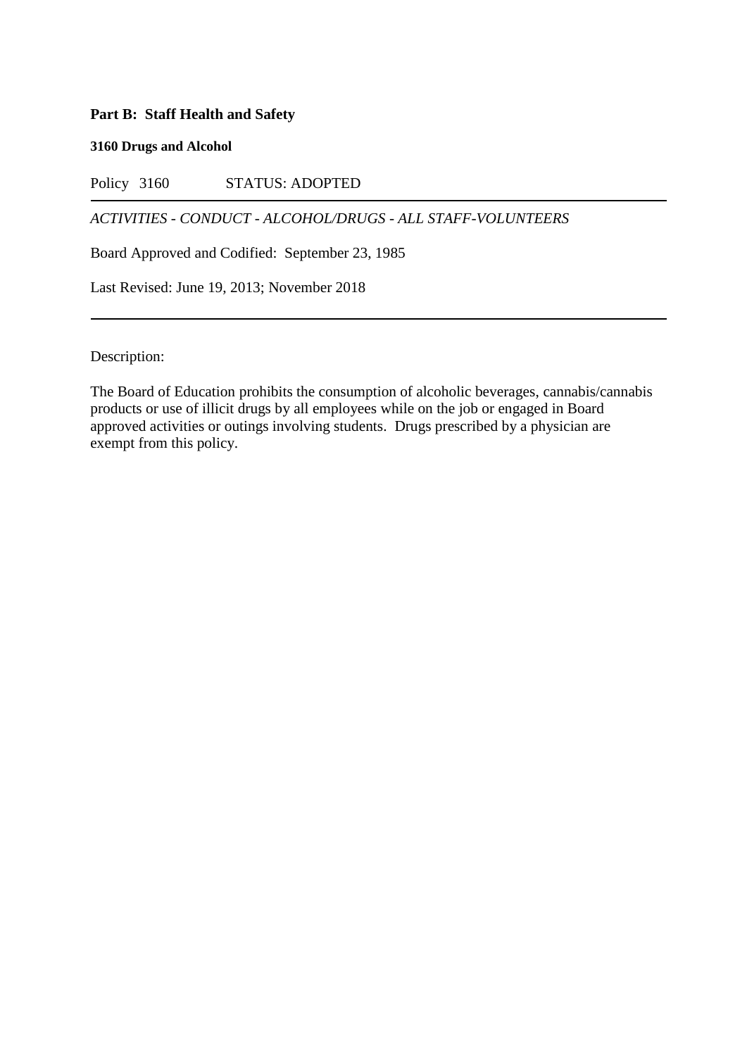**Part B: Staff Health and Safety**

**3160 Drugs and Alcohol**

Policy 3160 STATUS: ADOPTED

---

*ACTIVITIES - CONDUCT - ALCOHOL/DRUGS - ALL STAFF-VOLUNTEERS*

Board Approved and Codified: September 23, 1985

Last Revised: June 19, 2013; November 2018

---

Description:

The Board of Education prohibits the consumption of alcoholic beverages, cannabis/cannabis products or use of illicit drugs by all employees while on the job or engaged in Board approved activities or outings involving students. Drugs prescribed by a physician are exempt from this policy.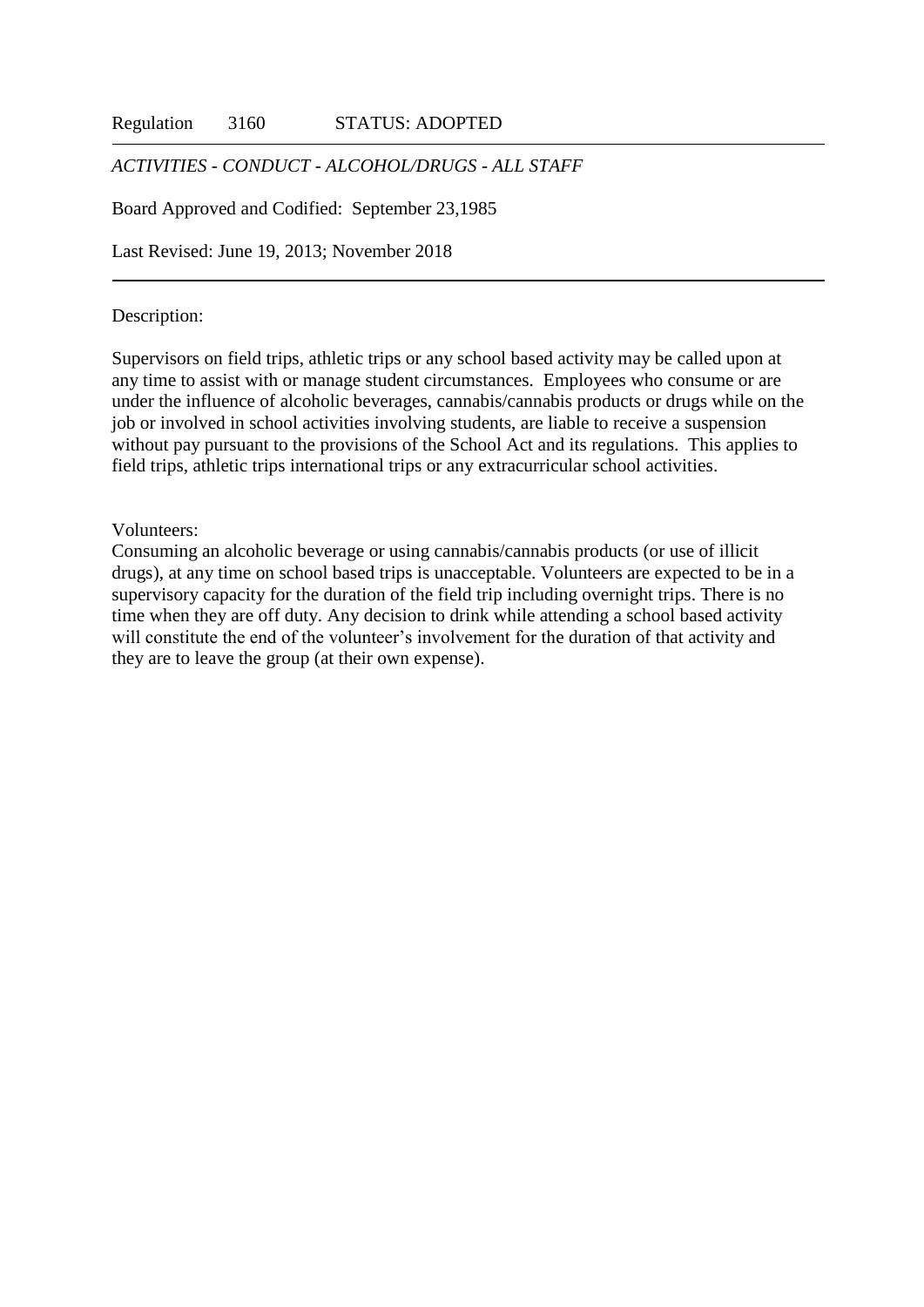Regulation 3160 STATUS: ADOPTED

*ACTIVITIES - CONDUCT - ALCOHOL/DRUGS - ALL STAFF*

Board Approved and Codified: September 23,1985

Last Revised: June 19, 2013; November 2018

---

Description:

Supervisors on field trips, athletic trips or any school based activity may be called upon at any time to assist with or manage student circumstances. Employees who consume or are under the influence of alcoholic beverages, cannabis/cannabis products or drugs while on the job or involved in school activities involving students, are liable to receive a suspension without pay pursuant to the provisions of the School Act and its regulations. This applies to field trips, athletic trips international trips or any extracurricular school activities.

Volunteers:
Consuming an alcoholic beverage or using cannabis/cannabis products (or use of illicit drugs), at any time on school based trips is unacceptable. Volunteers are expected to be in a supervisory capacity for the duration of the field trip including overnight trips. There is no time when they are off duty. Any decision to drink while attending a school based activity will constitute the end of the volunteer's involvement for the duration of that activity and they are to leave the group (at their own expense).